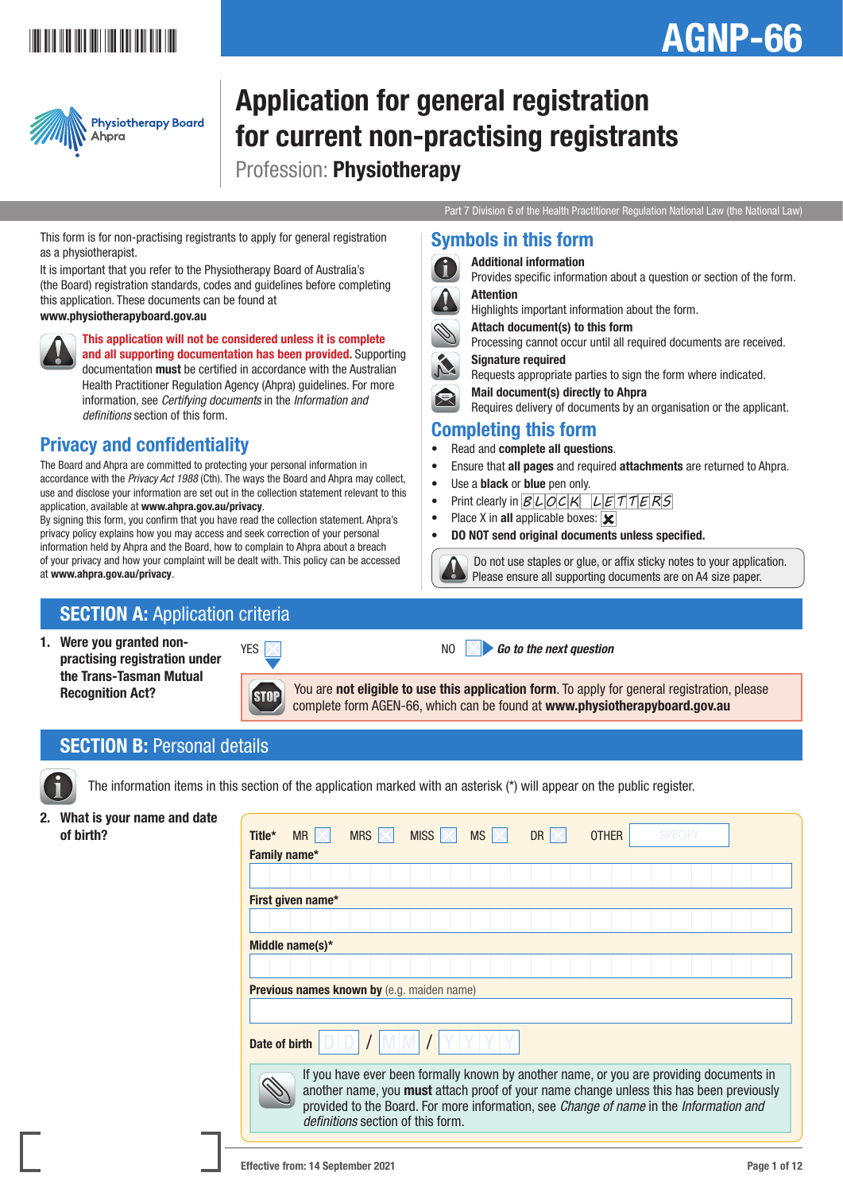# AGNP-66

Physiotherapy Board
Ahpra

# Application for general registration for current non-practising registrants

## Profession: **Physiotherapy**

Part 7 Division 6 of the Health Practitioner Regulation National Law (the National Law)

This form is for non-practising registrants to apply for general registration as a physiotherapist.

It is important that you refer to the Physiotherapy Board of Australia's (the Board) registration standards, codes and guidelines before completing this application. These documents can be found at **www.physiotherapyboard.gov.au**

**This application will not be considered unless it is complete and all supporting documentation has been provided.** Supporting documentation **must** be certified in accordance with the Australian Health Practitioner Regulation Agency (Ahpra) guidelines. For more information, see *Certifying documents* in the *Information and definitions* section of this form.

## Privacy and confidentiality

The Board and Ahpra are committed to protecting your personal information in accordance with the *Privacy Act 1988* (Cth). The ways the Board and Ahpra may collect, use and disclose your information are set out in the collection statement relevant to this application, available at **www.ahpra.gov.au/privacy**.

By signing this form, you confirm that you have read the collection statement. Ahpra's privacy policy explains how you may access and seek correction of your personal information held by Ahpra and the Board, how to complain to Ahpra about a breach of your privacy and how your complaint will be dealt with. This policy can be accessed at **www.ahpra.gov.au/privacy**.

## Symbols in this form

- **Additional information** – Provides specific information about a question or section of the form.
- **Attention** – Highlights important information about the form.
- **Attach document(s) to this form** – Processing cannot occur until all required documents are received.
- **Signature required** – Requests appropriate parties to sign the form where indicated.
- **Mail document(s) directly to Ahpra** – Requires delivery of documents by an organisation or the applicant.

## Completing this form

- Read and **complete all questions**.
- Ensure that **all pages** and required **attachments** are returned to Ahpra.
- Use a **black** or **blue** pen only.
- Print clearly in BLOCK LETTERS
- Place X in **all** applicable boxes: ☒
- **DO NOT send original documents unless specified.**

Do not use staples or glue, or affix sticky notes to your application. Please ensure all supporting documents are on A4 size paper.

## SECTION A: Application criteria

**1. Were you granted non-practising registration under the Trans-Tasman Mutual Recognition Act?**

YES ☐ 

STOP: You are **not eligible to use this application form**. To apply for general registration, please complete form AGEN-66, which can be found at **www.physiotherapyboard.gov.au**

NO ☐ ***Go to the next question***

## SECTION B: Personal details

The information items in this section of the application marked with an asterisk (*) will appear on the public register.

**2. What is your name and date of birth?**

**Title*** MR ☐ MRS ☐ MISS ☐ MS ☐ DR ☐ OTHER ________ (SPECIFY)

**Family name*** ____________________

**First given name*** ____________________

**Middle name(s)*** ____________________

**Previous names known by** (e.g. maiden name) ____________________

**Date of birth** DD / MM / YYYY

If you have ever been formally known by another name, or you are providing documents in another name, you **must** attach proof of your name change unless this has been previously provided to the Board. For more information, see *Change of name* in the *Information and definitions* section of this form.

Effective from: 14 September 2021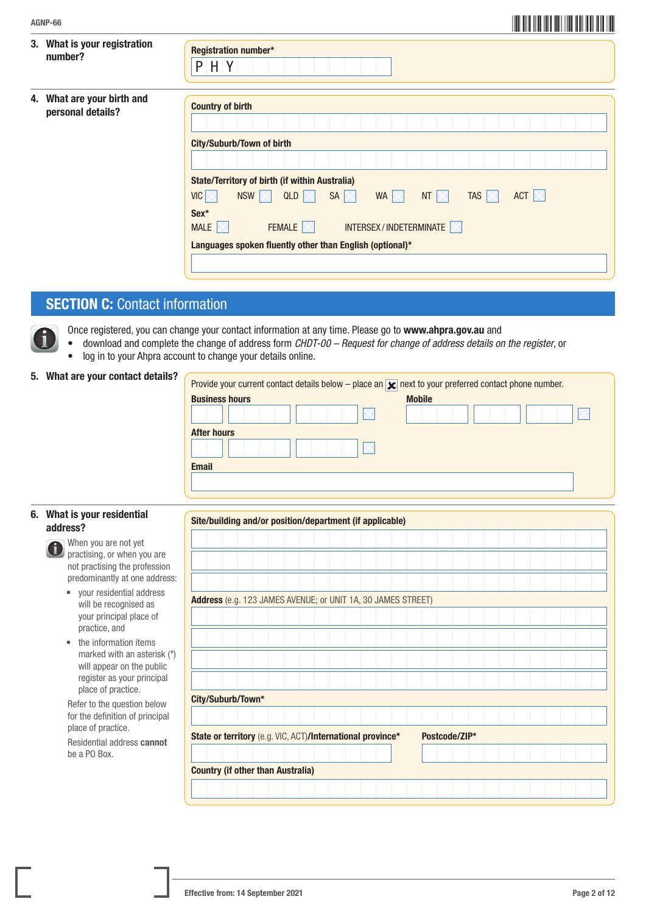**3. What is your registration number?**

**Registration number***

P H Y

**4. What are your birth and personal details?**

**Country of birth**

**City/Suburb/Town of birth**

**State/Territory of birth (if within Australia)**

VIC ☐ NSW ☐ QLD ☐ SA ☐ WA ☐ NT ☐ TAS ☐ ACT ☐

**Sex***

MALE ☐ FEMALE ☐ INTERSEX / INDETERMINATE ☐

**Languages spoken fluently other than English (optional)***

## SECTION C: Contact information

Once registered, you can change your contact information at any time. Please go to **www.ahpra.gov.au** and

- download and complete the change of address form *CHDT-00 – Request for change of address details on the register*, or
- log in to your Ahpra account to change your details online.

**5. What are your contact details?**

Provide your current contact details below – place an ☒ next to your preferred contact phone number.

**Business hours** ☐

**Mobile** ☐

**After hours** ☐

**Email**

**6. What is your residential address?**

When you are not yet practising, or when you are not practising the profession predominantly at one address:

- your residential address will be recognised as your principal place of practice, and
- the information items marked with an asterisk (*) will appear on the public register as your principal place of practice.

Refer to the question below for the definition of principal place of practice.

Residential address **cannot** be a PO Box.

**Site/building and/or position/department (if applicable)**

**Address** (e.g. 123 JAMES AVENUE; or UNIT 1A, 30 JAMES STREET)

**City/Suburb/Town***

**State or territory** (e.g. VIC, ACT)/**International province***

**Postcode/ZIP***

**Country (if other than Australia)**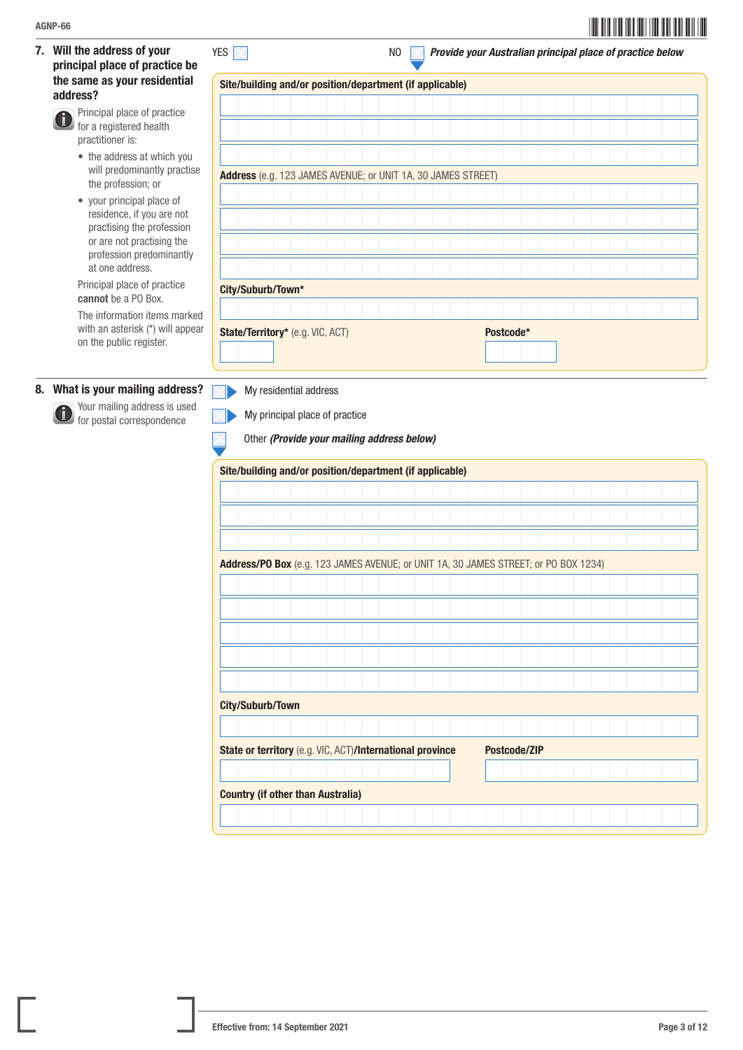## 7. Will the address of your principal place of practice be the same as your residential address?

Principal place of practice for a registered health practitioner is:

- the address at which you will predominantly practise the profession; or
- your principal place of residence, if you are not practising the profession or are not practising the profession predominantly at one address.

Principal place of practice **cannot** be a PO Box.

The information items marked with an asterisk (*) will appear on the public register.

YES ☐ NO ☐ ***Provide your Australian principal place of practice below***

**Site/building and/or position/department (if applicable)**

**Address** (e.g. 123 JAMES AVENUE; or UNIT 1A, 30 JAMES STREET)

**City/Suburb/Town***

**State/Territory*** (e.g. VIC, ACT)

**Postcode***

## 8. What is your mailing address?

Your mailing address is used for postal correspondence

☐ My residential address

☐ My principal place of practice

☐ Other ***(Provide your mailing address below)***

**Site/building and/or position/department (if applicable)**

**Address/PO Box** (e.g. 123 JAMES AVENUE; or UNIT 1A, 30 JAMES STREET; or PO BOX 1234)

**City/Suburb/Town**

**State or territory** (e.g. VIC, ACT)**/International province**

**Postcode/ZIP**

**Country (if other than Australia)**

Effective from: 14 September 2021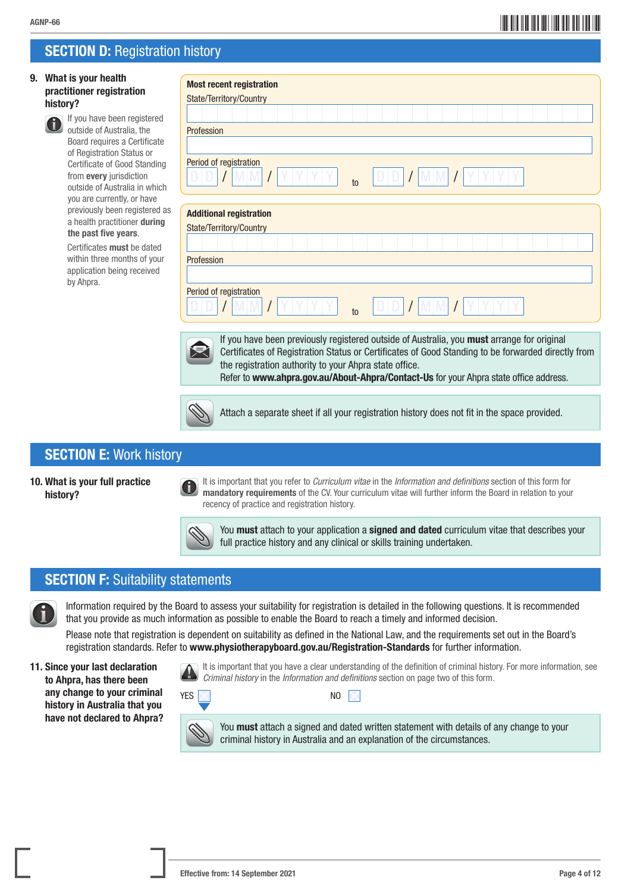## SECTION D: Registration history

**9. What is your health practitioner registration history?**

If you have been registered outside of Australia, the Board requires a Certificate of Registration Status or Certificate of Good Standing from **every** jurisdiction outside of Australia in which you are currently, or have previously been registered as a health practitioner **during the past five years**.

Certificates **must** be dated within three months of your application being received by Ahpra.

**Most recent registration**

State/Territory/Country

Profession

Period of registration

DD / MM / YYYY to DD / MM / YYYY

**Additional registration**

State/Territory/Country

Profession

Period of registration

DD / MM / YYYY to DD / MM / YYYY

If you have been previously registered outside of Australia, you **must** arrange for original Certificates of Registration Status or Certificates of Good Standing to be forwarded directly from the registration authority to your Ahpra state office.
Refer to **www.ahpra.gov.au/About-Ahpra/Contact-Us** for your Ahpra state office address.

Attach a separate sheet if all your registration history does not fit in the space provided.

## SECTION E: Work history

**10. What is your full practice history?**

It is important that you refer to *Curriculum vitae* in the *Information and definitions* section of this form for **mandatory requirements** of the CV. Your curriculum vitae will further inform the Board in relation to your recency of practice and registration history.

You **must** attach to your application a **signed and dated** curriculum vitae that describes your full practice history and any clinical or skills training undertaken.

## SECTION F: Suitability statements

Information required by the Board to assess your suitability for registration is detailed in the following questions. It is recommended that you provide as much information as possible to enable the Board to reach a timely and informed decision.

Please note that registration is dependent on suitability as defined in the National Law, and the requirements set out in the Board's registration standards. Refer to **www.physiotherapyboard.gov.au/Registration-Standards** for further information.

**11. Since your last declaration to Ahpra, has there been any change to your criminal history in Australia that you have not declared to Ahpra?**

It is important that you have a clear understanding of the definition of criminal history. For more information, see *Criminal history* in the *Information and definitions* section on page two of this form.

YES ☐ NO ☐

You **must** attach a signed and dated written statement with details of any change to your criminal history in Australia and an explanation of the circumstances.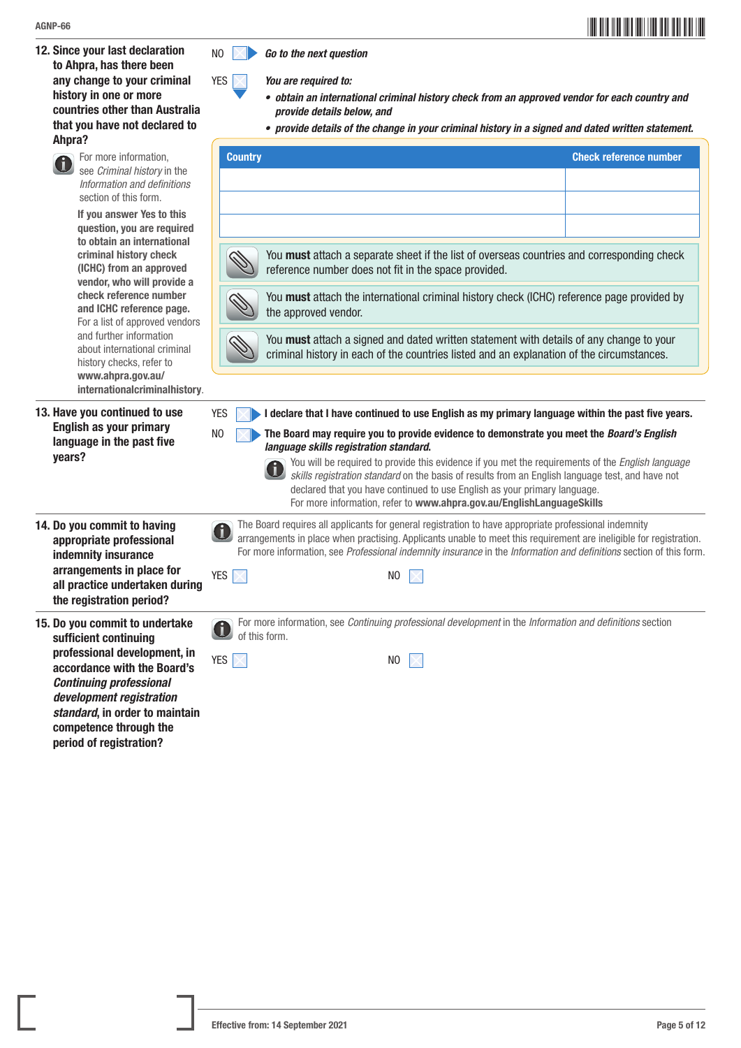**12. Since your last declaration to Ahpra, has there been any change to your criminal history in one or more countries other than Australia that you have not declared to Ahpra?**

For more information, see *Criminal history* in the *Information and definitions* section of this form.

**If you answer Yes to this question, you are required to obtain an international criminal history check (ICHC) from an approved vendor, who will provide a check reference number and ICHC reference page.** For a list of approved vendors and further information about international criminal history checks, refer to **www.ahpra.gov.au/internationalcriminalhistory**.

NO ☐ ▶ ***Go to the next question***

YES ☐ ▼ ***You are required to:***

- ***obtain an international criminal history check from an approved vendor for each country and provide details below, and***
- ***provide details of the change in your criminal history in a signed and dated written statement.***

| Country | Check reference number |
|---|---|
| | |
| | |
| | |

You **must** attach a separate sheet if the list of overseas countries and corresponding check reference number does not fit in the space provided.

You **must** attach the international criminal history check (ICHC) reference page provided by the approved vendor.

You **must** attach a signed and dated written statement with details of any change to your criminal history in each of the countries listed and an explanation of the circumstances.

---

**13. Have you continued to use English as your primary language in the past five years?**

YES ☐ ▶ **I declare that I have continued to use English as my primary language within the past five years.**

NO ☐ ▶ **The Board may require you to provide evidence to demonstrate you meet the *Board's English language skills registration standard*.**

You will be required to provide this evidence if you met the requirements of the *English language skills registration standard* on the basis of results from an English language test, and have not declared that you have continued to use English as your primary language.
For more information, refer to **www.ahpra.gov.au/EnglishLanguageSkills**

---

**14. Do you commit to having appropriate professional indemnity insurance arrangements in place for all practice undertaken during the registration period?**

The Board requires all applicants for general registration to have appropriate professional indemnity arrangements in place when practising. Applicants unable to meet this requirement are ineligible for registration. For more information, see *Professional indemnity insurance* in the *Information and definitions* section of this form.

YES ☐ NO ☐

---

**15. Do you commit to undertake sufficient continuing professional development, in accordance with the Board's *Continuing professional development registration standard*, in order to maintain competence through the period of registration?**

For more information, see *Continuing professional development* in the *Information and definitions* section of this form.

YES ☐ NO ☐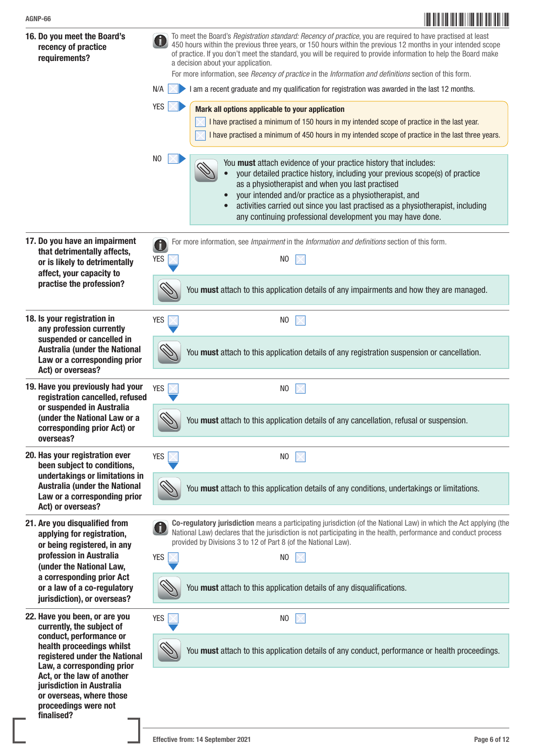## 16. Do you meet the Board's recency of practice requirements?

To meet the Board's *Registration standard: Recency of practice*, you are required to have practised at least 450 hours within the previous three years, or 150 hours within the previous 12 months in your intended scope of practice. If you don't meet the standard, you will be required to provide information to help the Board make a decision about your application.

For more information, see *Recency of practice* in the *Information and definitions* section of this form.

N/A ☐ I am a recent graduate and my qualification for registration was awarded in the last 12 months.

YES ☐ **Mark all options applicable to your application**

- ☐ I have practised a minimum of 150 hours in my intended scope of practice in the last year.
- ☐ I have practised a minimum of 450 hours in my intended scope of practice in the last three years.

NO ☐ You **must** attach evidence of your practice history that includes:

- your detailed practice history, including your previous scope(s) of practice as a physiotherapist and when you last practised
- your intended and/or practice as a physiotherapist, and
- activities carried out since you last practised as a physiotherapist, including any continuing professional development you may have done.

## 17. Do you have an impairment that detrimentally affects, or is likely to detrimentally affect, your capacity to practise the profession?

For more information, see *Impairment* in the *Information and definitions* section of this form.

YES ☐ NO ☐

You **must** attach to this application details of any impairments and how they are managed.

## 18. Is your registration in any profession currently suspended or cancelled in Australia (under the National Law or a corresponding prior Act) or overseas?

YES ☐ NO ☐

You **must** attach to this application details of any registration suspension or cancellation.

## 19. Have you previously had your registration cancelled, refused or suspended in Australia (under the National Law or a corresponding prior Act) or overseas?

YES ☐ NO ☐

You **must** attach to this application details of any cancellation, refusal or suspension.

## 20. Has your registration ever been subject to conditions, undertakings or limitations in Australia (under the National Law or a corresponding prior Act) or overseas?

YES ☐ NO ☐

You **must** attach to this application details of any conditions, undertakings or limitations.

## 21. Are you disqualified from applying for registration, or being registered, in any profession in Australia (under the National Law, a corresponding prior Act or a law of a co-regulatory jurisdiction), or overseas?

**Co-regulatory jurisdiction** means a participating jurisdiction (of the National Law) in which the Act applying (the National Law) declares that the jurisdiction is not participating in the health, performance and conduct process provided by Divisions 3 to 12 of Part 8 (of the National Law).

YES ☐ NO ☐

You **must** attach to this application details of any disqualifications.

## 22. Have you been, or are you currently, the subject of conduct, performance or health proceedings whilst registered under the National Law, a corresponding prior Act, or the law of another jurisdiction in Australia or overseas, where those proceedings were not finalised?

YES ☐ NO ☐

You **must** attach to this application details of any conduct, performance or health proceedings.

Effective from: 14 September 2021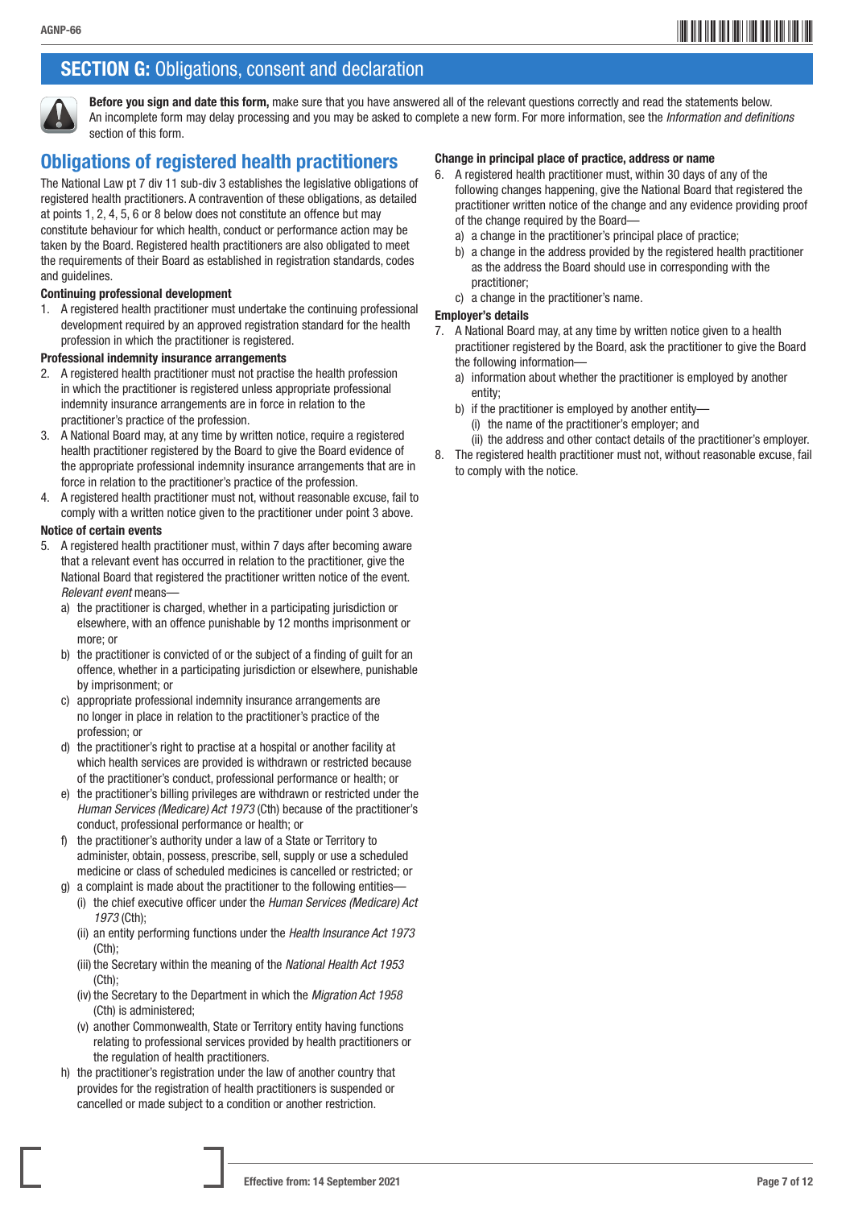## SECTION G: Obligations, consent and declaration

**Before you sign and date this form,** make sure that you have answered all of the relevant questions correctly and read the statements below. An incomplete form may delay processing and you may be asked to complete a new form. For more information, see the *Information and definitions* section of this form.

## Obligations of registered health practitioners

The National Law pt 7 div 11 sub-div 3 establishes the legislative obligations of registered health practitioners. A contravention of these obligations, as detailed at points 1, 2, 4, 5, 6 or 8 below does not constitute an offence but may constitute behaviour for which health, conduct or performance action may be taken by the Board. Registered health practitioners are also obligated to meet the requirements of their Board as established in registration standards, codes and guidelines.

**Continuing professional development**

1. A registered health practitioner must undertake the continuing professional development required by an approved registration standard for the health profession in which the practitioner is registered.

**Professional indemnity insurance arrangements**

2. A registered health practitioner must not practise the health profession in which the practitioner is registered unless appropriate professional indemnity insurance arrangements are in force in relation to the practitioner's practice of the profession.
3. A National Board may, at any time by written notice, require a registered health practitioner registered by the Board to give the Board evidence of the appropriate professional indemnity insurance arrangements that are in force in relation to the practitioner's practice of the profession.
4. A registered health practitioner must not, without reasonable excuse, fail to comply with a written notice given to the practitioner under point 3 above.

**Notice of certain events**

5. A registered health practitioner must, within 7 days after becoming aware that a relevant event has occurred in relation to the practitioner, give the National Board that registered the practitioner written notice of the event. *Relevant event* means—
   a) the practitioner is charged, whether in a participating jurisdiction or elsewhere, with an offence punishable by 12 months imprisonment or more; or
   b) the practitioner is convicted of or the subject of a finding of guilt for an offence, whether in a participating jurisdiction or elsewhere, punishable by imprisonment; or
   c) appropriate professional indemnity insurance arrangements are no longer in place in relation to the practitioner's practice of the profession; or
   d) the practitioner's right to practise at a hospital or another facility at which health services are provided is withdrawn or restricted because of the practitioner's conduct, professional performance or health; or
   e) the practitioner's billing privileges are withdrawn or restricted under the *Human Services (Medicare) Act 1973* (Cth) because of the practitioner's conduct, professional performance or health; or
   f) the practitioner's authority under a law of a State or Territory to administer, obtain, possess, prescribe, sell, supply or use a scheduled medicine or class of scheduled medicines is cancelled or restricted; or
   g) a complaint is made about the practitioner to the following entities—
      (i) the chief executive officer under the *Human Services (Medicare) Act 1973* (Cth);
      (ii) an entity performing functions under the *Health Insurance Act 1973* (Cth);
      (iii) the Secretary within the meaning of the *National Health Act 1953* (Cth);
      (iv) the Secretary to the Department in which the *Migration Act 1958* (Cth) is administered;
      (v) another Commonwealth, State or Territory entity having functions relating to professional services provided by health practitioners or the regulation of health practitioners.
   h) the practitioner's registration under the law of another country that provides for the registration of health practitioners is suspended or cancelled or made subject to a condition or another restriction.

**Change in principal place of practice, address or name**

6. A registered health practitioner must, within 30 days of any of the following changes happening, give the National Board that registered the practitioner written notice of the change and any evidence providing proof of the change required by the Board—
   a) a change in the practitioner's principal place of practice;
   b) a change in the address provided by the registered health practitioner as the address the Board should use in corresponding with the practitioner;
   c) a change in the practitioner's name.

**Employer's details**

7. A National Board may, at any time by written notice given to a health practitioner registered by the Board, ask the practitioner to give the Board the following information—
   a) information about whether the practitioner is employed by another entity;
   b) if the practitioner is employed by another entity—
      (i) the name of the practitioner's employer; and
      (ii) the address and other contact details of the practitioner's employer.
8. The registered health practitioner must not, without reasonable excuse, fail to comply with the notice.

Effective from: 14 September 2021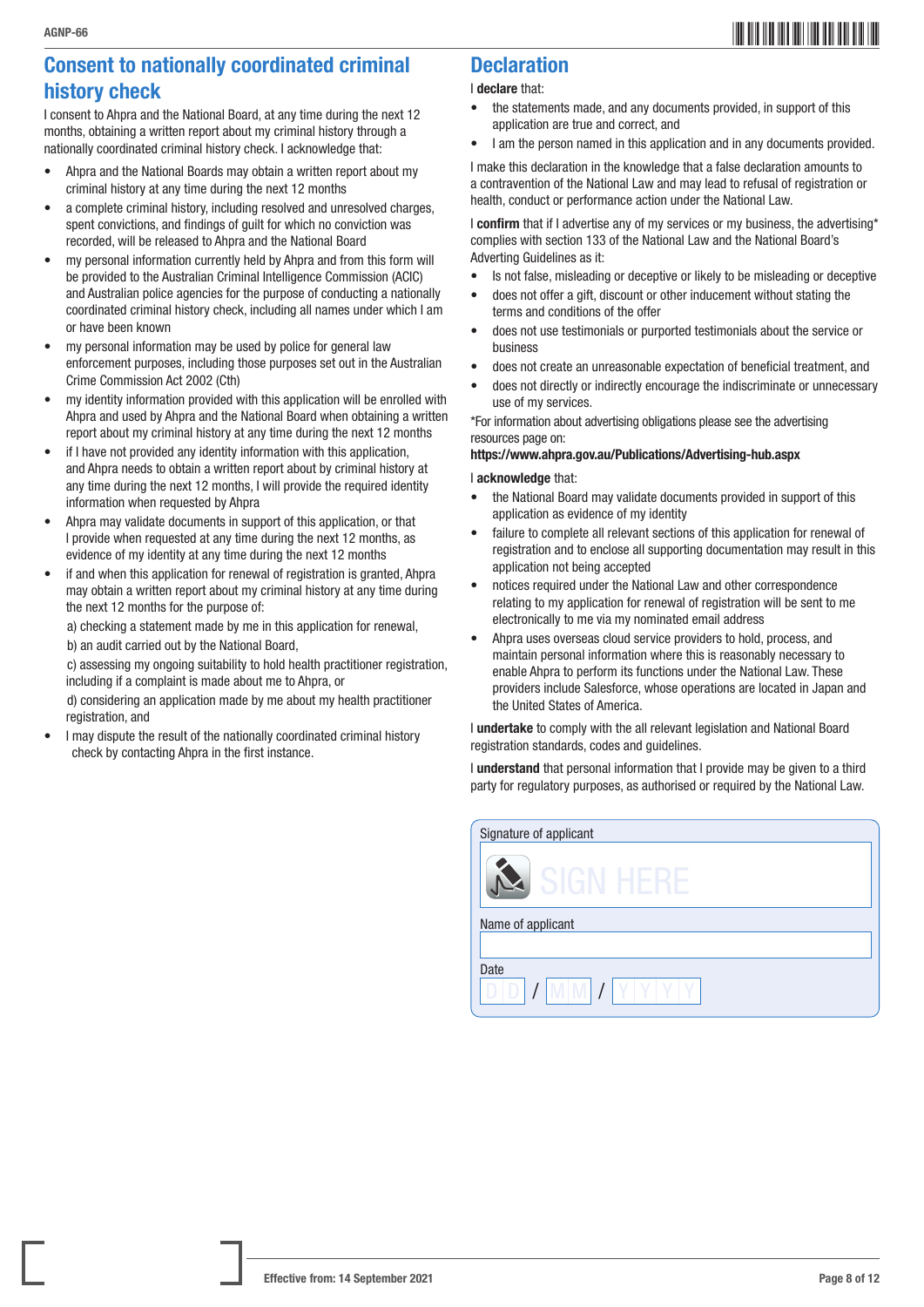## Consent to nationally coordinated criminal history check

I consent to Ahpra and the National Board, at any time during the next 12 months, obtaining a written report about my criminal history through a nationally coordinated criminal history check. I acknowledge that:

- Ahpra and the National Boards may obtain a written report about my criminal history at any time during the next 12 months
- a complete criminal history, including resolved and unresolved charges, spent convictions, and findings of guilt for which no conviction was recorded, will be released to Ahpra and the National Board
- my personal information currently held by Ahpra and from this form will be provided to the Australian Criminal Intelligence Commission (ACIC) and Australian police agencies for the purpose of conducting a nationally coordinated criminal history check, including all names under which I am or have been known
- my personal information may be used by police for general law enforcement purposes, including those purposes set out in the Australian Crime Commission Act 2002 (Cth)
- my identity information provided with this application will be enrolled with Ahpra and used by Ahpra and the National Board when obtaining a written report about my criminal history at any time during the next 12 months
- if I have not provided any identity information with this application, and Ahpra needs to obtain a written report about by criminal history at any time during the next 12 months, I will provide the required identity information when requested by Ahpra
- Ahpra may validate documents in support of this application, or that I provide when requested at any time during the next 12 months, as evidence of my identity at any time during the next 12 months
- if and when this application for renewal of registration is granted, Ahpra may obtain a written report about my criminal history at any time during the next 12 months for the purpose of:

  a) checking a statement made by me in this application for renewal,

  b) an audit carried out by the National Board,

  c) assessing my ongoing suitability to hold health practitioner registration, including if a complaint is made about me to Ahpra, or

  d) considering an application made by me about my health practitioner registration, and
- I may dispute the result of the nationally coordinated criminal history check by contacting Ahpra in the first instance.

## Declaration

I **declare** that:

- the statements made, and any documents provided, in support of this application are true and correct, and
- I am the person named in this application and in any documents provided.

I make this declaration in the knowledge that a false declaration amounts to a contravention of the National Law and may lead to refusal of registration or health, conduct or performance action under the National Law.

I **confirm** that if I advertise any of my services or my business, the advertising* complies with section 133 of the National Law and the National Board's Adverting Guidelines as it:

- Is not false, misleading or deceptive or likely to be misleading or deceptive
- does not offer a gift, discount or other inducement without stating the terms and conditions of the offer
- does not use testimonials or purported testimonials about the service or business
- does not create an unreasonable expectation of beneficial treatment, and
- does not directly or indirectly encourage the indiscriminate or unnecessary use of my services.

*For information about advertising obligations please see the advertising resources page on:
**https://www.ahpra.gov.au/Publications/Advertising-hub.aspx**

I **acknowledge** that:

- the National Board may validate documents provided in support of this application as evidence of my identity
- failure to complete all relevant sections of this application for renewal of registration and to enclose all supporting documentation may result in this application not being accepted
- notices required under the National Law and other correspondence relating to my application for renewal of registration will be sent to me electronically to me via my nominated email address
- Ahpra uses overseas cloud service providers to hold, process, and maintain personal information where this is reasonably necessary to enable Ahpra to perform its functions under the National Law. These providers include Salesforce, whose operations are located in Japan and the United States of America.

I **undertake** to comply with the all relevant legislation and National Board registration standards, codes and guidelines.

I **understand** that personal information that I provide may be given to a third party for regulatory purposes, as authorised or required by the National Law.

Signature of applicant

SIGN HERE

Name of applicant

Date

D D / M M / Y Y Y Y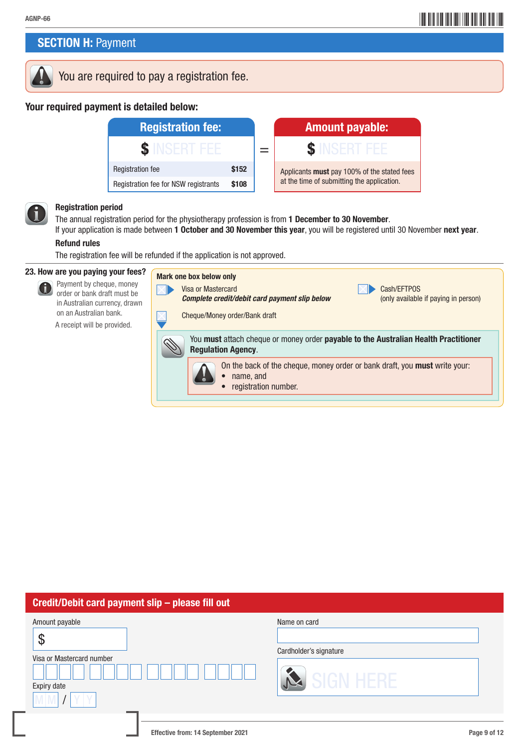## SECTION H: Payment

You are required to pay a registration fee.

**Your required payment is detailed below:**

| Registration fee: | | = | Amount payable: |
|---|---|---|---|
| $ INSERT FEE | | | $ INSERT FEE |
| Registration fee | $152 | | Applicants **must** pay 100% of the stated fees at the time of submitting the application. |
| Registration fee for NSW registrants | $108 | | |

**Registration period**

The annual registration period for the physiotherapy profession is from **1 December to 30 November**.
If your application is made between **1 October and 30 November this year**, you will be registered until 30 November **next year**.

**Refund rules**

The registration fee will be refunded if the application is not approved.

**23. How are you paying your fees?**

Payment by cheque, money order or bank draft must be in Australian currency, drawn on an Australian bank.

A receipt will be provided.

**Mark one box below only**

- ☐ Visa or Mastercard
  ***Complete credit/debit card payment slip below***
- ☐ Cash/EFTPOS
  (only available if paying in person)
- ☐ Cheque/Money order/Bank draft

You **must** attach cheque or money order **payable to the Australian Health Practitioner Regulation Agency**.

On the back of the cheque, money order or bank draft, you **must** write your:

- name, and
- registration number.

## Credit/Debit card payment slip – please fill out

Amount payable

$ ____________

Visa or Mastercard number

☐☐☐☐ ☐☐☐☐ ☐☐☐☐ ☐☐☐☐

Expiry date

MM / YY

Name on card

____________

Cardholder's signature

SIGN HERE

Effective from: 14 September 2021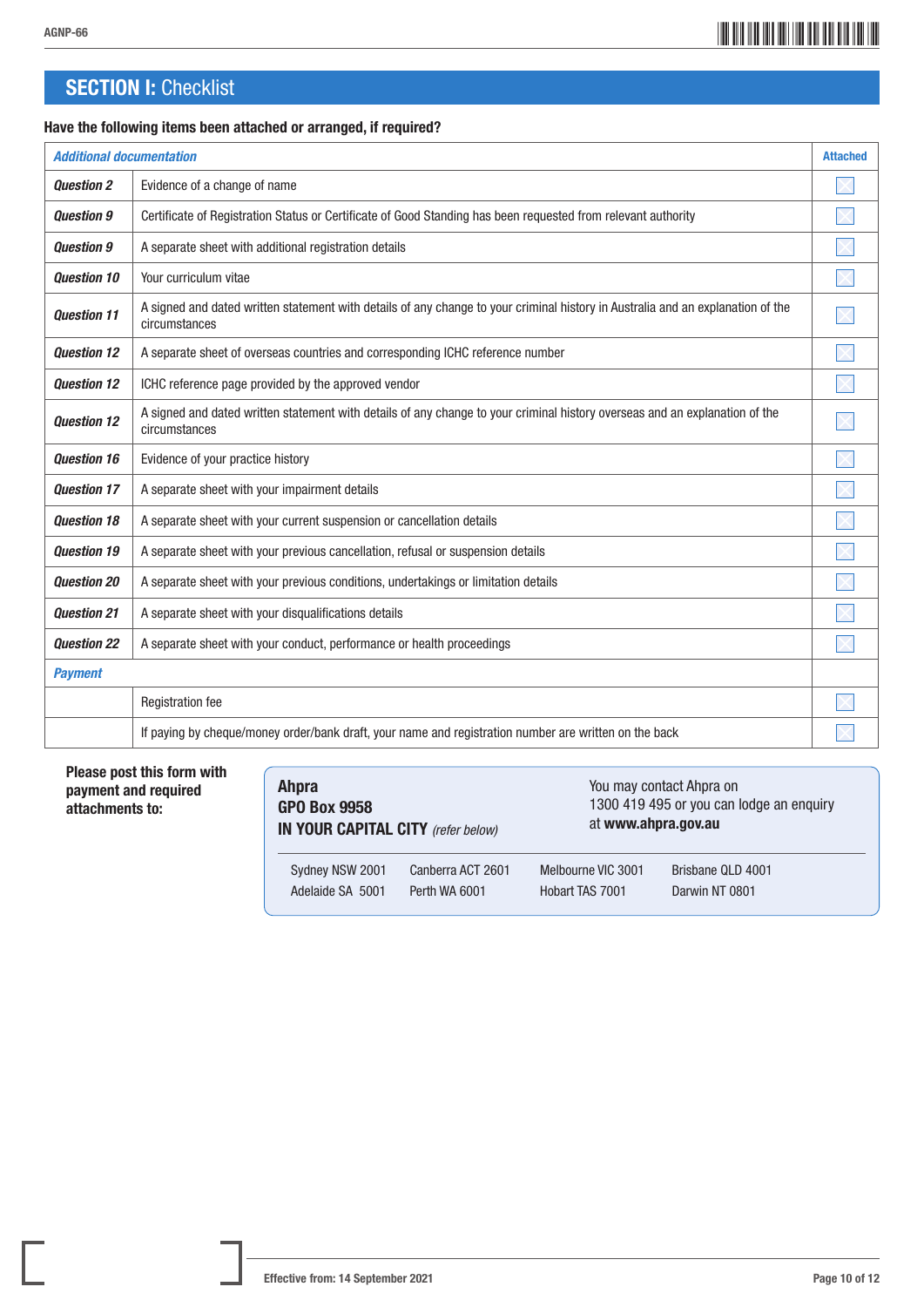## SECTION I: Checklist

**Have the following items been attached or arranged, if required?**

| *Additional documentation* | | Attached |
|---|---|---|
| ***Question 2*** | Evidence of a change of name | ☐ |
| ***Question 9*** | Certificate of Registration Status or Certificate of Good Standing has been requested from relevant authority | ☐ |
| ***Question 9*** | A separate sheet with additional registration details | ☐ |
| ***Question 10*** | Your curriculum vitae | ☐ |
| ***Question 11*** | A signed and dated written statement with details of any change to your criminal history in Australia and an explanation of the circumstances | ☐ |
| ***Question 12*** | A separate sheet of overseas countries and corresponding ICHC reference number | ☐ |
| ***Question 12*** | ICHC reference page provided by the approved vendor | ☐ |
| ***Question 12*** | A signed and dated written statement with details of any change to your criminal history overseas and an explanation of the circumstances | ☐ |
| ***Question 16*** | Evidence of your practice history | ☐ |
| ***Question 17*** | A separate sheet with your impairment details | ☐ |
| ***Question 18*** | A separate sheet with your current suspension or cancellation details | ☐ |
| ***Question 19*** | A separate sheet with your previous cancellation, refusal or suspension details | ☐ |
| ***Question 20*** | A separate sheet with your previous conditions, undertakings or limitation details | ☐ |
| ***Question 21*** | A separate sheet with your disqualifications details | ☐ |
| ***Question 22*** | A separate sheet with your conduct, performance or health proceedings | ☐ |
| ***Payment*** | | |
| | Registration fee | ☐ |
| | If paying by cheque/money order/bank draft, your name and registration number are written on the back | ☐ |

**Please post this form with payment and required attachments to:**

**Ahpra**
**GPO Box 9958**
**IN YOUR CAPITAL CITY** *(refer below)*

You may contact Ahpra on 1300 419 495 or you can lodge an enquiry at **www.ahpra.gov.au**

| | | | |
|---|---|---|---|
| Sydney NSW 2001 | Canberra ACT 2601 | Melbourne VIC 3001 | Brisbane QLD 4001 |
| Adelaide SA 5001 | Perth WA 6001 | Hobart TAS 7001 | Darwin NT 0801 |

Effective from: 14 September 2021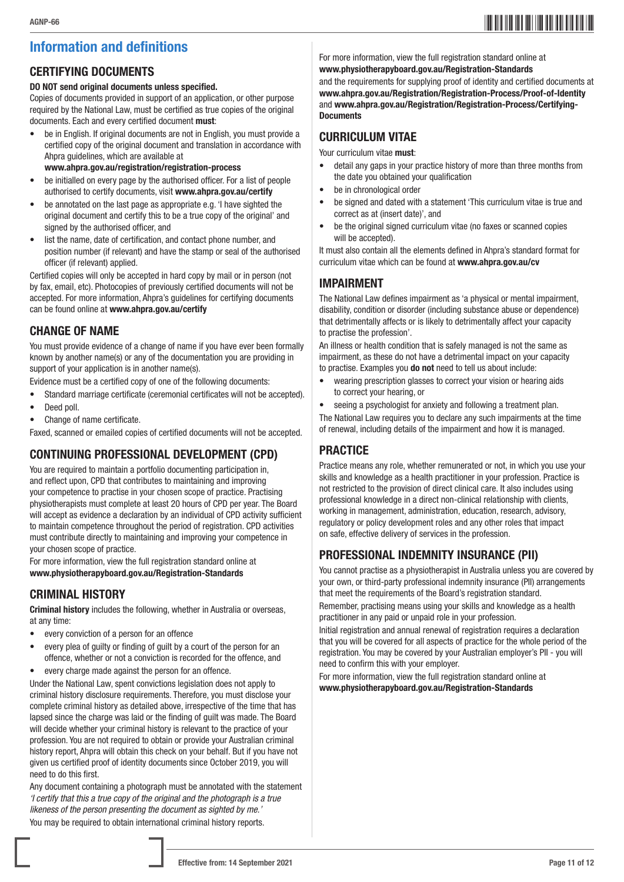# Information and definitions

## CERTIFYING DOCUMENTS

**DO NOT send original documents unless specified.**

Copies of documents provided in support of an application, or other purpose required by the National Law, must be certified as true copies of the original documents. Each and every certified document **must**:

- be in English. If original documents are not in English, you must provide a certified copy of the original document and translation in accordance with Ahpra guidelines, which are available at **www.ahpra.gov.au/registration/registration-process**
- be initialled on every page by the authorised officer. For a list of people authorised to certify documents, visit **www.ahpra.gov.au/certify**
- be annotated on the last page as appropriate e.g. 'I have sighted the original document and certify this to be a true copy of the original' and signed by the authorised officer, and
- list the name, date of certification, and contact phone number, and position number (if relevant) and have the stamp or seal of the authorised officer (if relevant) applied.

Certified copies will only be accepted in hard copy by mail or in person (not by fax, email, etc). Photocopies of previously certified documents will not be accepted. For more information, Ahpra's guidelines for certifying documents can be found online at **www.ahpra.gov.au/certify**

## CHANGE OF NAME

You must provide evidence of a change of name if you have ever been formally known by another name(s) or any of the documentation you are providing in support of your application is in another name(s).

Evidence must be a certified copy of one of the following documents:

- Standard marriage certificate (ceremonial certificates will not be accepted).
- Deed poll.
- Change of name certificate.

Faxed, scanned or emailed copies of certified documents will not be accepted.

## CONTINUING PROFESSIONAL DEVELOPMENT (CPD)

You are required to maintain a portfolio documenting participation in, and reflect upon, CPD that contributes to maintaining and improving your competence to practise in your chosen scope of practice. Practising physiotherapists must complete at least 20 hours of CPD per year. The Board will accept as evidence a declaration by an individual of CPD activity sufficient to maintain competence throughout the period of registration. CPD activities must contribute directly to maintaining and improving your competence in your chosen scope of practice.

For more information, view the full registration standard online at **www.physiotherapyboard.gov.au/Registration-Standards**

## CRIMINAL HISTORY

**Criminal history** includes the following, whether in Australia or overseas, at any time:

- every conviction of a person for an offence
- every plea of guilty or finding of guilt by a court of the person for an offence, whether or not a conviction is recorded for the offence, and
- every charge made against the person for an offence.

Under the National Law, spent convictions legislation does not apply to criminal history disclosure requirements. Therefore, you must disclose your complete criminal history as detailed above, irrespective of the time that has lapsed since the charge was laid or the finding of guilt was made. The Board will decide whether your criminal history is relevant to the practice of your profession. You are not required to obtain or provide your Australian criminal history report, Ahpra will obtain this check on your behalf. But if you have not given us certified proof of identity documents since October 2019, you will need to do this first.

Any document containing a photograph must be annotated with the statement *'I certify that this a true copy of the original and the photograph is a true likeness of the person presenting the document as sighted by me.'*

You may be required to obtain international criminal history reports.

For more information, view the full registration standard online at **www.physiotherapyboard.gov.au/Registration-Standards**

and the requirements for supplying proof of identity and certified documents at **www.ahpra.gov.au/Registration/Registration-Process/Proof-of-Identity** and **www.ahpra.gov.au/Registration/Registration-Process/Certifying-Documents**

## CURRICULUM VITAE

Your curriculum vitae **must**:

- detail any gaps in your practice history of more than three months from the date you obtained your qualification
- be in chronological order
- be signed and dated with a statement 'This curriculum vitae is true and correct as at (insert date)', and
- be the original signed curriculum vitae (no faxes or scanned copies will be accepted).

It must also contain all the elements defined in Ahpra's standard format for curriculum vitae which can be found at **www.ahpra.gov.au/cv**

## IMPAIRMENT

The National Law defines impairment as 'a physical or mental impairment, disability, condition or disorder (including substance abuse or dependence) that detrimentally affects or is likely to detrimentally affect your capacity to practise the profession'.

An illness or health condition that is safely managed is not the same as impairment, as these do not have a detrimental impact on your capacity to practise. Examples you **do not** need to tell us about include:

- wearing prescription glasses to correct your vision or hearing aids to correct your hearing, or
- seeing a psychologist for anxiety and following a treatment plan.

The National Law requires you to declare any such impairments at the time of renewal, including details of the impairment and how it is managed.

## PRACTICE

Practice means any role, whether remunerated or not, in which you use your skills and knowledge as a health practitioner in your profession. Practice is not restricted to the provision of direct clinical care. It also includes using professional knowledge in a direct non-clinical relationship with clients, working in management, administration, education, research, advisory, regulatory or policy development roles and any other roles that impact on safe, effective delivery of services in the profession.

## PROFESSIONAL INDEMNITY INSURANCE (PII)

You cannot practise as a physiotherapist in Australia unless you are covered by your own, or third-party professional indemnity insurance (PII) arrangements that meet the requirements of the Board's registration standard.

Remember, practising means using your skills and knowledge as a health practitioner in any paid or unpaid role in your profession.

Initial registration and annual renewal of registration requires a declaration that you will be covered for all aspects of practice for the whole period of the registration. You may be covered by your Australian employer's PII - you will need to confirm this with your employer.

For more information, view the full registration standard online at **www.physiotherapyboard.gov.au/Registration-Standards**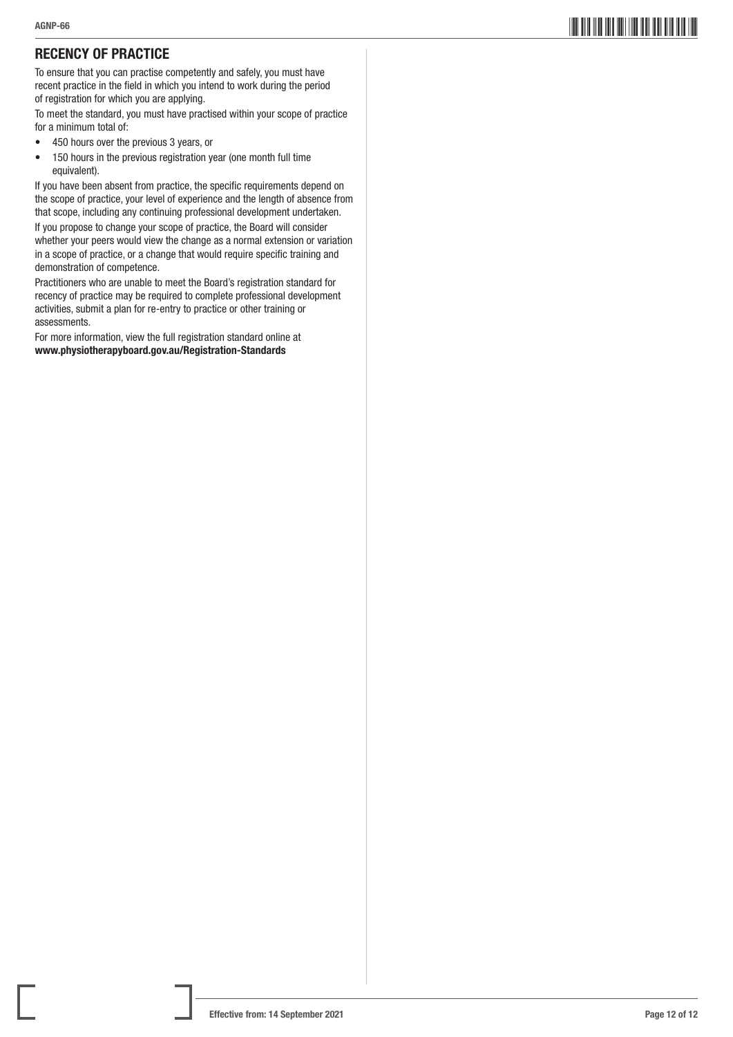## RECENCY OF PRACTICE

To ensure that you can practise competently and safely, you must have recent practice in the field in which you intend to work during the period of registration for which you are applying.

To meet the standard, you must have practised within your scope of practice for a minimum total of:

- 450 hours over the previous 3 years, or
- 150 hours in the previous registration year (one month full time equivalent).

If you have been absent from practice, the specific requirements depend on the scope of practice, your level of experience and the length of absence from that scope, including any continuing professional development undertaken.

If you propose to change your scope of practice, the Board will consider whether your peers would view the change as a normal extension or variation in a scope of practice, or a change that would require specific training and demonstration of competence.

Practitioners who are unable to meet the Board's registration standard for recency of practice may be required to complete professional development activities, submit a plan for re-entry to practice or other training or assessments.

For more information, view the full registration standard online at **www.physiotherapyboard.gov.au/Registration-Standards**